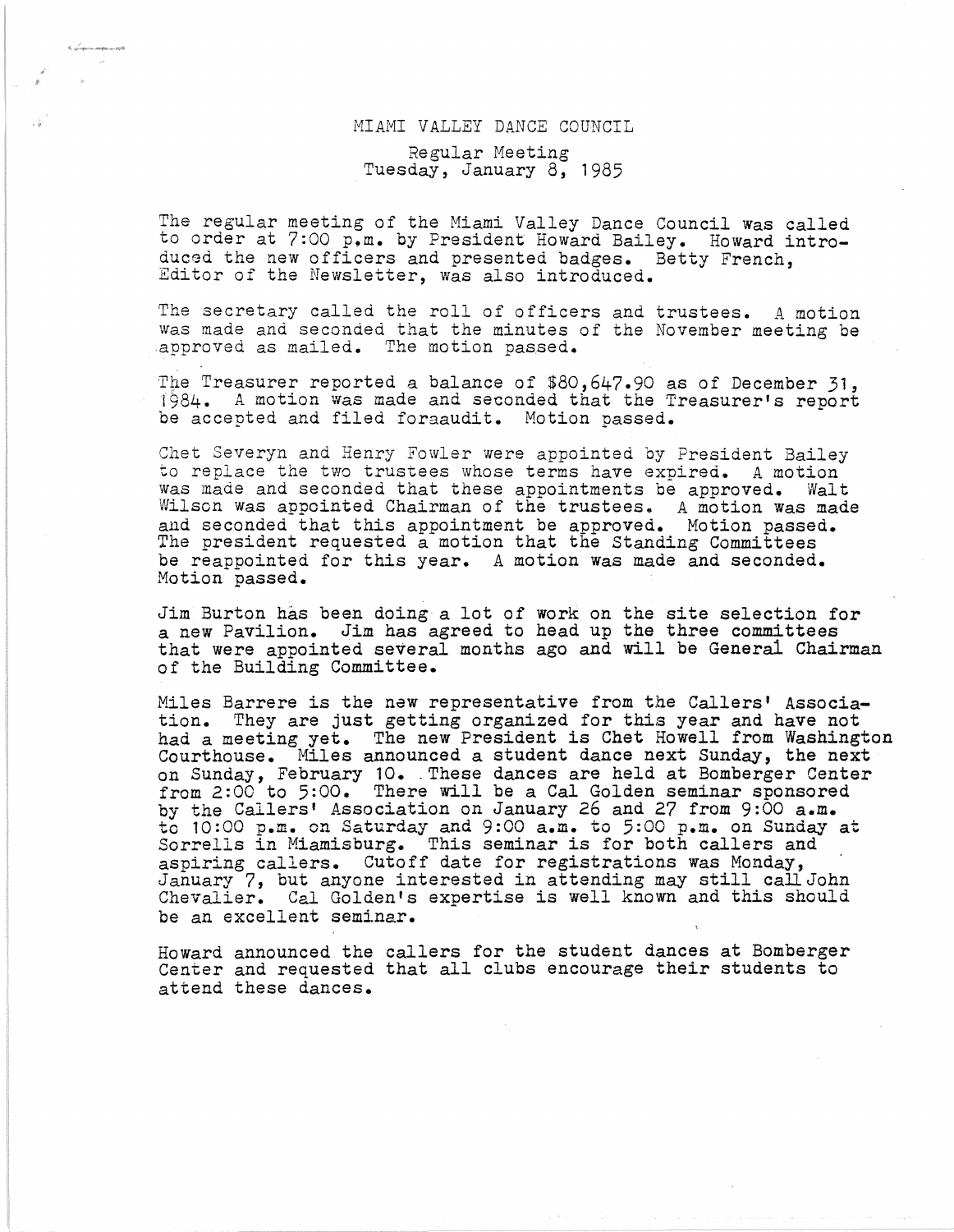# MIAMI VALLEY DANCE COUNCIL

## Regular Meeting
## Tuesday, January 8, 1985

The regular meeting of the Miami Valley Dance Council was called to order at 7:00 p.m. by President Howard Bailey. Howard introduced the new officers and presented badges. Betty French, Editor of the Newsletter, was also introduced.

The secretary called the roll of officers and trustees. A motion was made and seconded that the minutes of the November meeting be approved as mailed. The motion passed.

The Treasurer reported a balance of $80,647.90 as of December 31, 1984. A motion was made and seconded that the Treasurer's report be accepted and filed foraaudit. Motion passed.

Chet Severyn and Henry Fowler were appointed by President Bailey to replace the two trustees whose terms have expired. A motion was made and seconded that these appointments be approved. Walt Wilson was appointed Chairman of the trustees. A motion was made and seconded that this appointment be approved. Motion passed. The president requested a motion that the Standing Committees be reappointed for this year. A motion was made and seconded. Motion passed.

Jim Burton has been doing a lot of work on the site selection for a new Pavilion. Jim has agreed to head up the three committees that were appointed several months ago and will be General Chairman of the Building Committee.

Miles Barrere is the new representative from the Callers' Association. They are just getting organized for this year and have not had a meeting yet. The new President is Chet Howell from Washington Courthouse. Miles announced a student dance next Sunday, the next on Sunday, February 10. These dances are held at Bomberger Center from 2:00 to 5:00. There will be a Cal Golden seminar sponsored by the Callers' Association on January 26 and 27 from 9:00 a.m. to 10:00 p.m. on Saturday and 9:00 a.m. to 5:00 p.m. on Sunday at Sorrells in Miamisburg. This seminar is for both callers and aspiring callers. Cutoff date for registrations was Monday, January 7, but anyone interested in attending may still call John Chevalier. Cal Golden's expertise is well known and this should be an excellent seminar.

Howard announced the callers for the student dances at Bomberger Center and requested that all clubs encourage their students to attend these dances.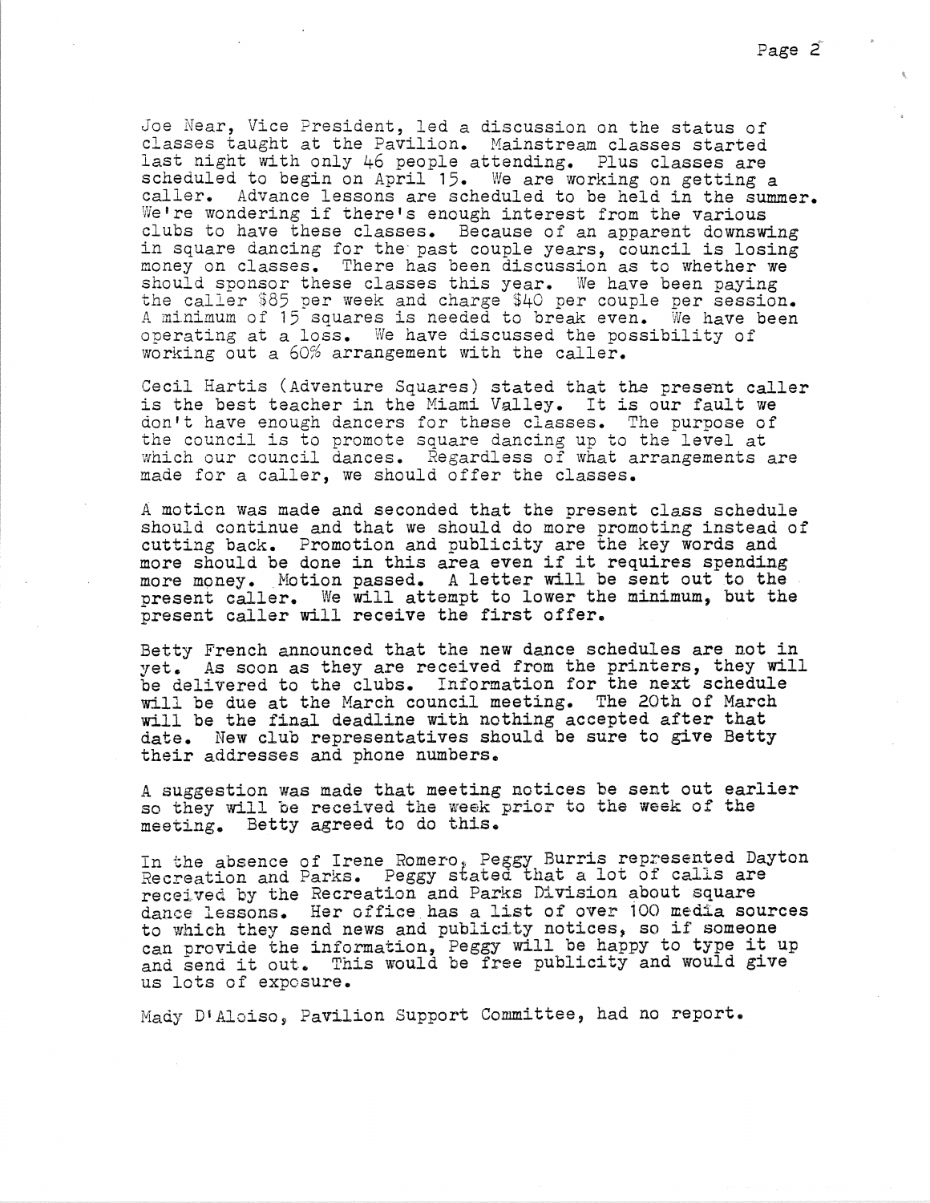Joe Near, Vice President, led a discussion on the status of classes taught at the Pavilion. Mainstream classes started last night with only 46 people attending. Plus classes are scheduled to begin on April 15. We are working on getting a caller. Advance lessons are scheduled to be held in the summer. We're wondering if there's enough interest from the various clubs to have these classes. Because of an apparent downswing in square dancing for the past couple years, council is losing money on classes. There has been discussion as to whether we should sponsor these classes this year. We have been paying the caller $85 per week and charge $40 per couple per session. A minimum of 15 squares is needed to break even. We have been operating at a loss. We have discussed the possibility of working out a 60% arrangement with the caller.

Cecil Hartis (Adventure Squares) stated that the present caller is the best teacher in the Miami Valley. It is our fault we don't have enough dancers for these classes. The purpose of the council is to promote square dancing up to the level at which our council dances. Regardless of what arrangements are made for a caller, we should offer the classes.

A motion was made and seconded that the present class schedule should continue and that we should do more promoting instead of cutting back. Promotion and publicity are the key words and more should be done in this area even if it requires spending more money. Motion passed. A letter will be sent out to the present caller. We will attempt to lower the minimum, but the present caller will receive the first offer.

Betty French announced that the new dance schedules are not in yet. As soon as they are received from the printers, they will be delivered to the clubs. Information for the next schedule will be due at the March council meeting. The 20th of March will be the final deadline with nothing accepted after that date. New club representatives should be sure to give Betty their addresses and phone numbers.

A suggestion was made that meeting notices be sent out earlier so they will be received the week prior to the week of the meeting. Betty agreed to do this.

In the absence of Irene Romero, Peggy Burris represented Dayton Recreation and Parks. Peggy stated that a lot of calls are received by the Recreation and Parks Division about square dance lessons. Her office has a list of over 100 media sources to which they send news and publicity notices, so if someone can provide the information, Peggy will be happy to type it up and send it out. This would be free publicity and would give us lots of exposure.

Mady D'Aloiso, Pavilion Support Committee, had no report.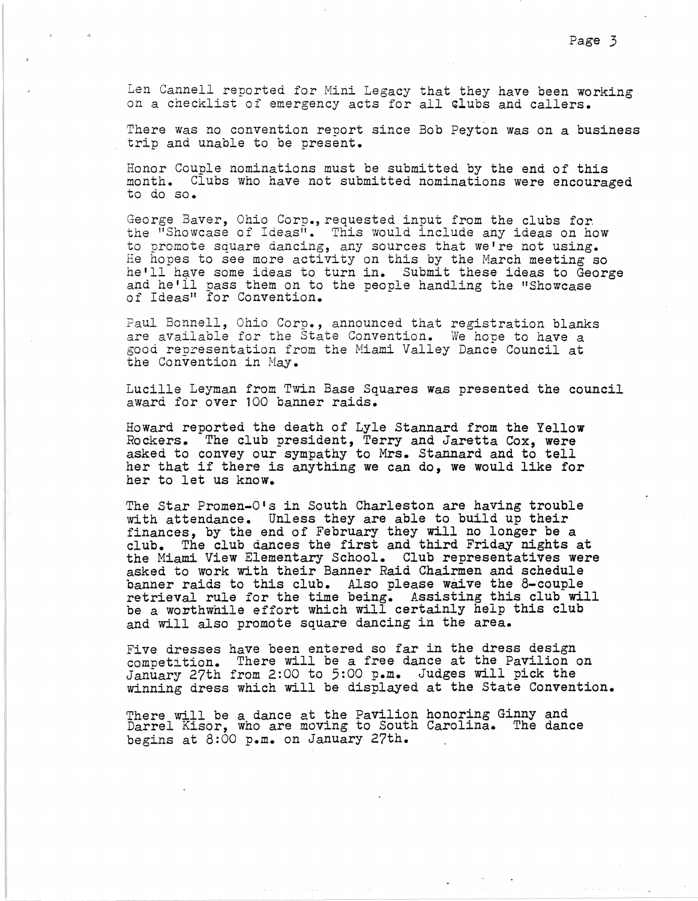Len Cannell reported for Mini Legacy that they have been working on a checklist of emergency acts for all clubs and callers.

There was no convention report since Bob Peyton was on a business trip and unable to be present.

Honor Couple nominations must be submitted by the end of this month. Clubs who have not submitted nominations were encouraged to do so.

George Baver, Ohio Corp., requested input from the clubs for the "Showcase of Ideas". This would include any ideas on how to promote square dancing, any sources that we're not using. He hopes to see more activity on this by the March meeting so he'll have some ideas to turn in. Submit these ideas to George and he'll pass them on to the people handling the "Showcase of Ideas" for Convention.

Paul Bonnell, Ohio Corp., announced that registration blanks are available for the State Convention. We hope to have a good representation from the Miami Valley Dance Council at the Convention in May.

Lucille Leyman from Twin Base Squares was presented the council award for over 100 banner raids.

Howard reported the death of Lyle Stannard from the Yellow Rockers. The club president, Terry and Jaretta Cox, were asked to convey our sympathy to Mrs. Stannard and to tell her that if there is anything we can do, we would like for her to let us know.

The Star Promen-O's in South Charleston are having trouble with attendance. Unless they are able to build up their finances, by the end of February they will no longer be a club. The club dances the first and third Friday nights at the Miami View Elementary School. Club representatives were asked to work with their Banner Raid Chairmen and schedule banner raids to this club. Also please waive the 8-couple retrieval rule for the time being. Assisting this club will be a worthwhile effort which will certainly help this club and will also promote square dancing in the area.

Five dresses have been entered so far in the dress design competition. There will be a free dance at the Pavilion on January 27th from 2:00 to 5:00 p.m. Judges will pick the winning dress which will be displayed at the State Convention.

There will be a dance at the Pavilion honoring Ginny and Darrel Kisor, who are moving to South Carolina. The dance begins at 8:00 p.m. on January 27th.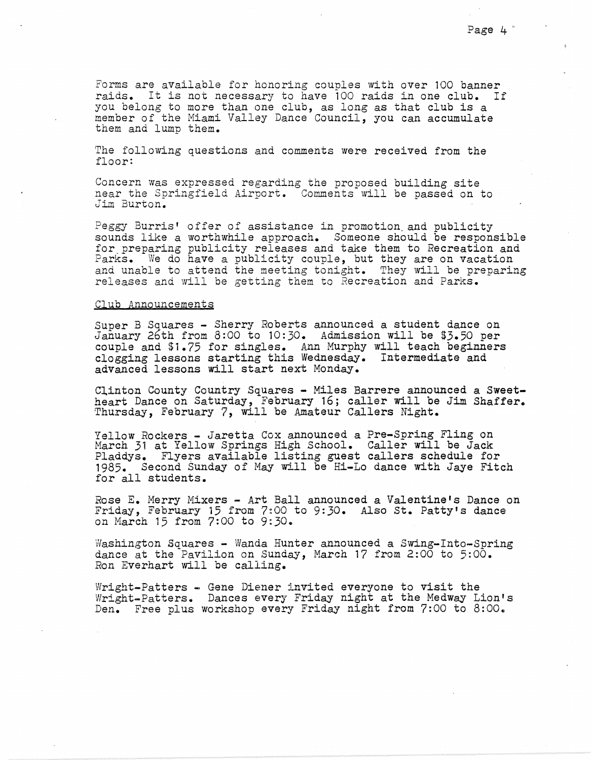Forms are available for honoring couples with over 100 banner raids. It is not necessary to have 100 raids in one club. If you belong to more than one club, as long as that club is a member of the Miami Valley Dance Council, you can accumulate them and lump them.

The following questions and comments were received from the floor:

Concern was expressed regarding the proposed building site near the Springfield Airport. Comments will be passed on to Jim Burton.

Peggy Burris' offer of assistance in promotion and publicity sounds like a worthwhile approach. Someone should be responsible for preparing publicity releases and take them to Recreation and Parks. We do have a publicity couple, but they are on vacation and unable to attend the meeting tonight. They will be preparing releases and will be getting them to Recreation and Parks.

## Club Announcements

Super B Squares - Sherry Roberts announced a student dance on January 26th from 8:00 to 10:30. Admission will be $3.50 per couple and $1.75 for singles. Ann Murphy will teach beginners clogging lessons starting this Wednesday. Intermediate and advanced lessons will start next Monday.

Clinton County Country Squares - Miles Barrere announced a Sweetheart Dance on Saturday, February 16; caller will be Jim Shaffer. Thursday, February 7, will be Amateur Callers Night.

Yellow Rockers - Jaretta Cox announced a Pre-Spring Fling on March 31 at Yellow Springs High School. Caller will be Jack Pladdys. Flyers available listing guest callers schedule for 1985. Second Sunday of May will be Hi-Lo dance with Jaye Fitch for all students.

Rose E. Merry Mixers - Art Ball announced a Valentine's Dance on Friday, February 15 from 7:00 to 9:30. Also St. Patty's dance on March 15 from 7:00 to 9:30.

Washington Squares - Wanda Hunter announced a Swing-Into-Spring dance at the Pavilion on Sunday, March 17 from 2:00 to 5:00. Ron Everhart will be calling.

Wright-Patters - Gene Diener invited everyone to visit the Wright-Patters. Dances every Friday night at the Medway Lion's Den. Free plus workshop every Friday night from 7:00 to 8:00.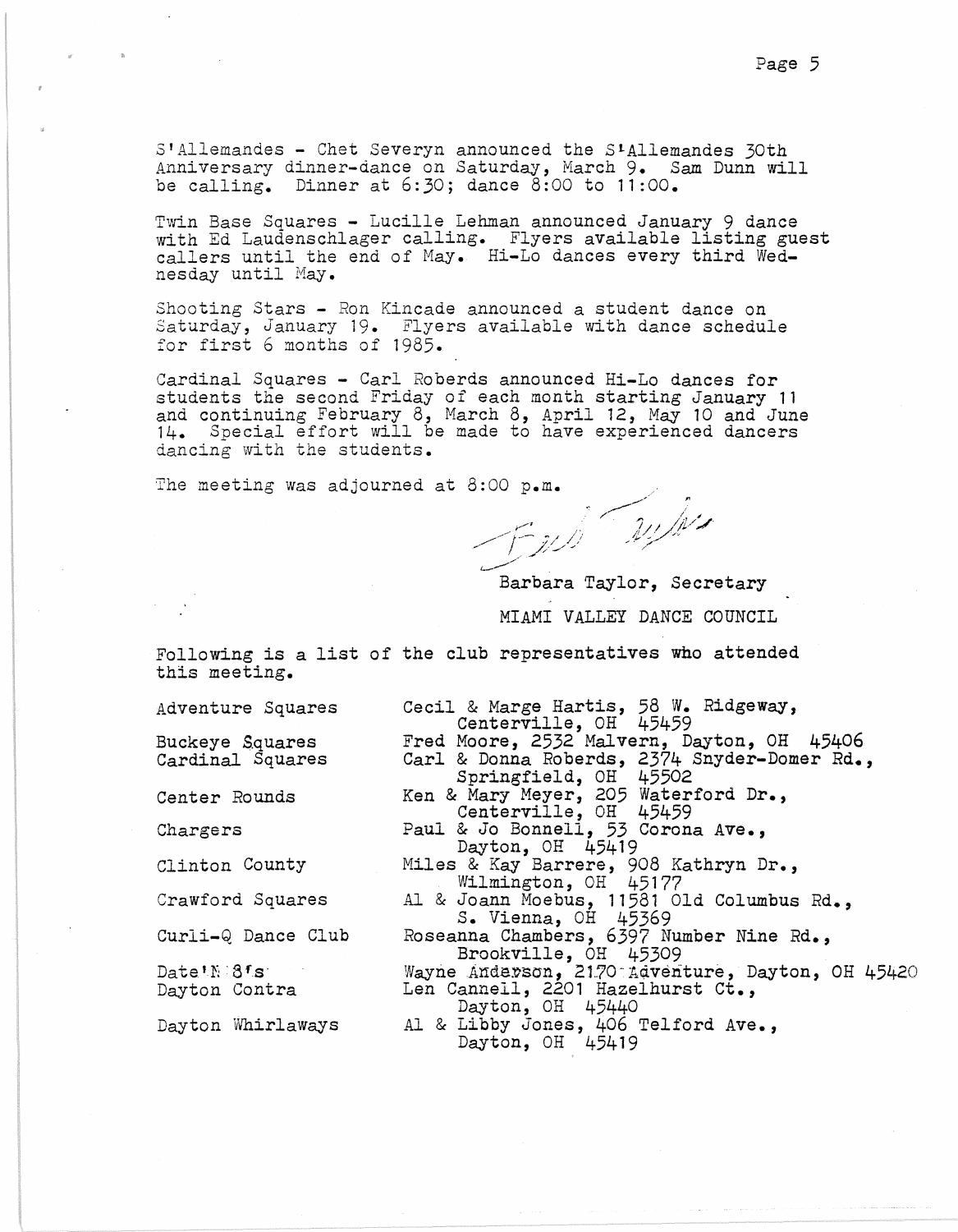S'Allemandes - Chet Severyn announced the S'Allemandes 30th Anniversary dinner-dance on Saturday, March 9. Sam Dunn will be calling. Dinner at 6:30; dance 8:00 to 11:00.

Twin Base Squares - Lucille Lehman announced January 9 dance with Ed Laudenschlager calling. Flyers available listing guest callers until the end of May. Hi-Lo dances every third Wednesday until May.

Shooting Stars - Ron Kincade announced a student dance on Saturday, January 19. Flyers available with dance schedule for first 6 months of 1985.

Cardinal Squares - Carl Roberds announced Hi-Lo dances for students the second Friday of each month starting January 11 and continuing February 8, March 8, April 12, May 10 and June 14. Special effort will be made to have experienced dancers dancing with the students.

The meeting was adjourned at 8:00 p.m.

Barbara Taylor, Secretary

MIAMI VALLEY DANCE COUNCIL

Following is a list of the club representatives who attended this meeting.

| | |
|---|---|
| Adventure Squares | Cecil & Marge Hartis, 58 W. Ridgeway, Centerville, OH 45459 |
| Buckeye Squares | Fred Moore, 2532 Malvern, Dayton, OH 45406 |
| Cardinal Squares | Carl & Donna Roberds, 2374 Snyder-Domer Rd., Springfield, OH 45502 |
| Center Rounds | Ken & Mary Meyer, 205 Waterford Dr., Centerville, OH 45459 |
| Chargers | Paul & Jo Bonnell, 53 Corona Ave., Dayton, OH 45419 |
| Clinton County | Miles & Kay Barrere, 908 Kathryn Dr., Wilmington, OH 45177 |
| Crawford Squares | Al & Joann Moebus, 11581 Old Columbus Rd., S. Vienna, OH 45369 |
| Curli-Q Dance Club | Roseanna Chambers, 6397 Number Nine Rd., Brookville, OH 45309 |
| Date'N 8's | Wayne Anderson, 2170 Adventure, Dayton, OH 45420 |
| Dayton Contra | Len Cannell, 2201 Hazelhurst Ct., Dayton, OH 45440 |
| Dayton Whirlaways | Al & Libby Jones, 406 Telford Ave., Dayton, OH 45419 |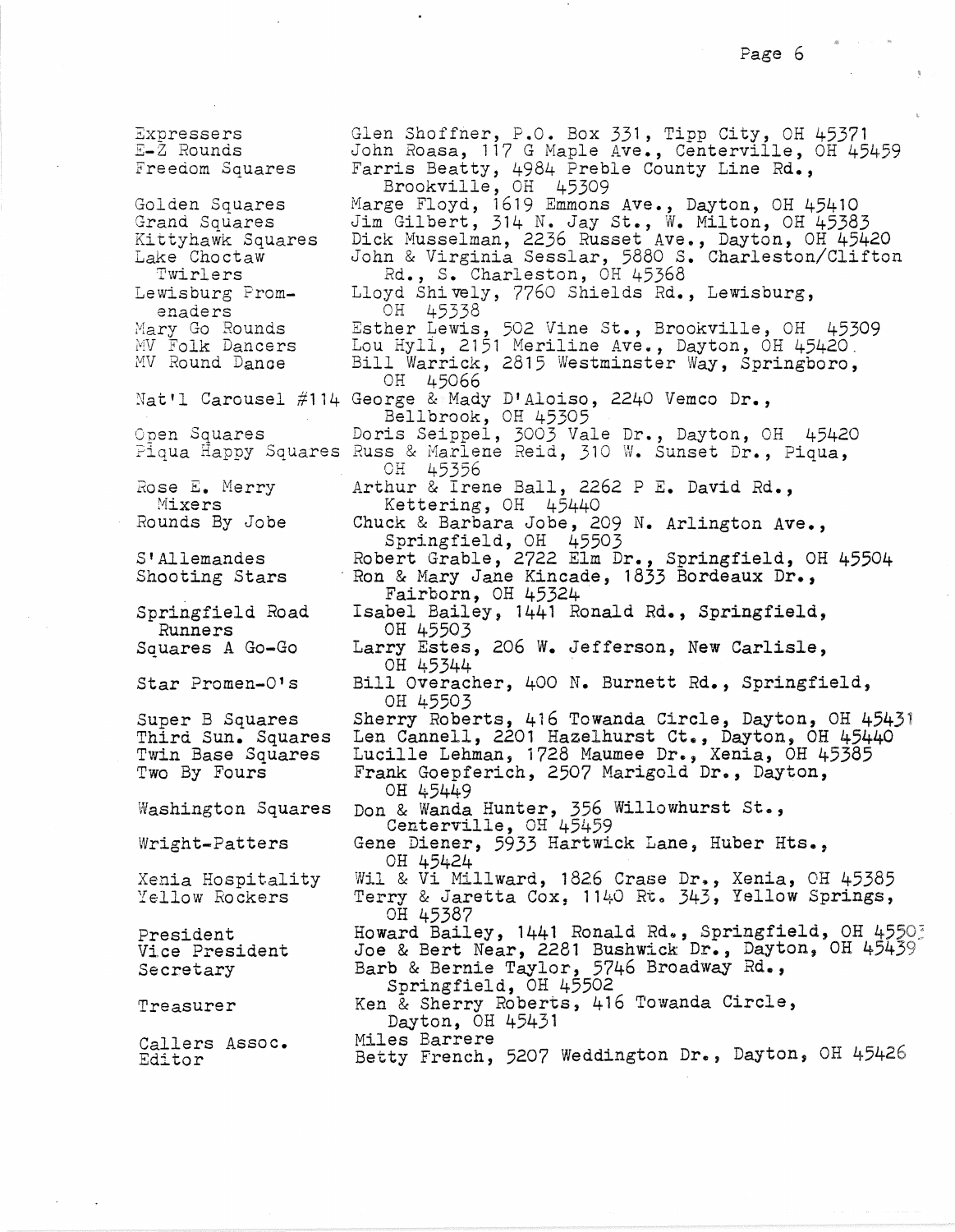| | |
|---|---|
| Expressers | Glen Shoffner, P.O. Box 331, Tipp City, OH 45371 |
| E-Z Rounds | John Roasa, 117 G Maple Ave., Centerville, OH 45459 |
| Freedom Squares | Farris Beatty, 4984 Preble County Line Rd., Brookville, OH 45309 |
| Golden Squares | Marge Floyd, 1619 Emmons Ave., Dayton, OH 45410 |
| Grand Squares | Jim Gilbert, 314 N. Jay St., W. Milton, OH 45383 |
| Kittyhawk Squares | Dick Musselman, 2236 Russet Ave., Dayton, OH 45420 |
| Lake Choctaw Twirlers | John & Virginia Sesslar, 5880 S. Charleston/Clifton Rd., S. Charleston, OH 45368 |
| Lewisburg Promenaders | Lloyd Shively, 7760 Shields Rd., Lewisburg, OH 45338 |
| Mary Go Rounds | Esther Lewis, 502 Vine St., Brookville, OH 45309 |
| MV Folk Dancers | Lou Hyll, 2151 Meriline Ave., Dayton, OH 45420. |
| MV Round Dance | Bill Warrick, 2815 Westminster Way, Springboro, OH 45066 |
| Nat'l Carousel #114 | George & Mady D'Aloiso, 2240 Vemco Dr., Bellbrook, OH 45305 |
| Open Squares | Doris Seippel, 3003 Vale Dr., Dayton, OH 45420 |
| Piqua Happy Squares | Russ & Marlene Reid, 310 W. Sunset Dr., Piqua, OH 45356 |
| Rose E. Merry Mixers | Arthur & Irene Ball, 2262 P E. David Rd., Kettering, OH 45440 |
| Rounds By Jobe | Chuck & Barbara Jobe, 209 N. Arlington Ave., Springfield, OH 45503 |
| S'Allemandes | Robert Grable, 2722 Elm Dr., Springfield, OH 45504 |
| Shooting Stars | Ron & Mary Jane Kincade, 1833 Bordeaux Dr., Fairborn, OH 45324 |
| Springfield Road Runners | Isabel Bailey, 1441 Ronald Rd., Springfield, OH 45503 |
| Squares A Go-Go | Larry Estes, 206 W. Jefferson, New Carlisle, OH 45344 |
| Star Promen-O's | Bill Overacher, 400 N. Burnett Rd., Springfield, OH 45503 |
| Super B Squares | Sherry Roberts, 416 Towanda Circle, Dayton, OH 45431 |
| Third Sun. Squares | Len Cannell, 2201 Hazelhurst Ct., Dayton, OH 45440 |
| Twin Base Squares | Lucille Lehman, 1728 Maumee Dr., Xenia, OH 45385 |
| Two By Fours | Frank Goepferich, 2507 Marigold Dr., Dayton, OH 45449 |
| Washington Squares | Don & Wanda Hunter, 356 Willowhurst St., Centerville, OH 45459 |
| Wright-Patters | Gene Diener, 5933 Hartwick Lane, Huber Hts., OH 45424 |
| Xenia Hospitality | Wil & Vi Millward, 1826 Crase Dr., Xenia, OH 45385 |
| Yellow Rockers | Terry & Jaretta Cox, 1140 Rt. 343, Yellow Springs, OH 45387 |
| President | Howard Bailey, 1441 Ronald Rd., Springfield, OH 45503 |
| Vice President | Joe & Bert Near, 2281 Bushwick Dr., Dayton, OH 45439 |
| Secretary | Barb & Bernie Taylor, 5746 Broadway Rd., Springfield, OH 45502 |
| Treasurer | Ken & Sherry Roberts, 416 Towanda Circle, Dayton, OH 45431 |
| Callers Assoc. | Miles Barrere |
| Editor | Betty French, 5207 Weddington Dr., Dayton, OH 45426 |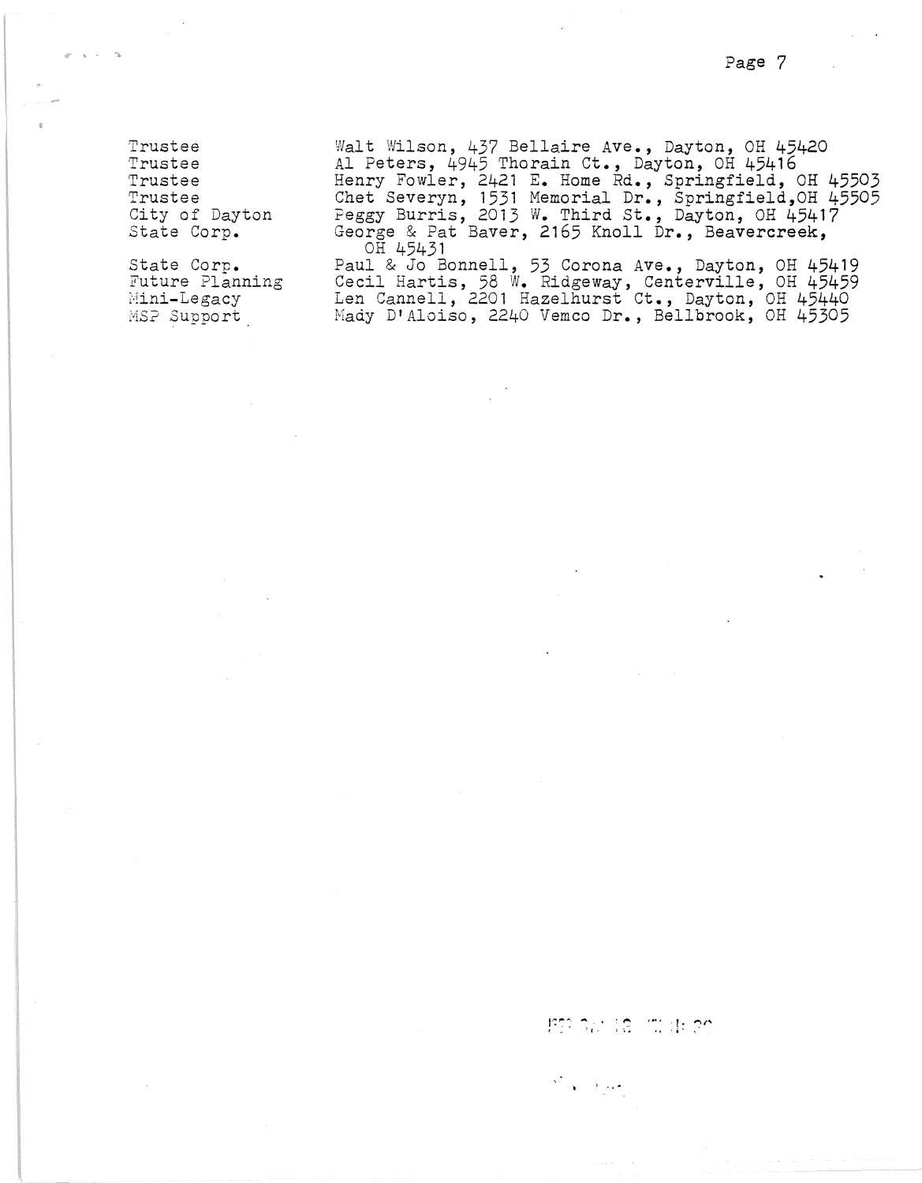| | |
|---|---|
| Trustee | Walt Wilson, 437 Bellaire Ave., Dayton, OH 45420 |
| Trustee | Al Peters, 4945 Thorain Ct., Dayton, OH 45416 |
| Trustee | Henry Fowler, 2421 E. Home Rd., Springfield, OH 45503 |
| Trustee | Chet Severyn, 1531 Memorial Dr., Springfield,OH 45505 |
| City of Dayton | Peggy Burris, 2013 W. Third St., Dayton, OH 45417 |
| State Corp. | George & Pat Baver, 2165 Knoll Dr., Beavercreek, OH 45431 |
| State Corp. | Paul & Jo Bonnell, 53 Corona Ave., Dayton, OH 45419 |
| Future Planning | Cecil Hartis, 58 W. Ridgeway, Centerville, OH 45459 |
| Mini-Legacy | Len Cannell, 2201 Hazelhurst Ct., Dayton, OH 45440 |
| MSP Support | Mady D'Aloiso, 2240 Vemco Dr., Bellbrook, OH 45305 |